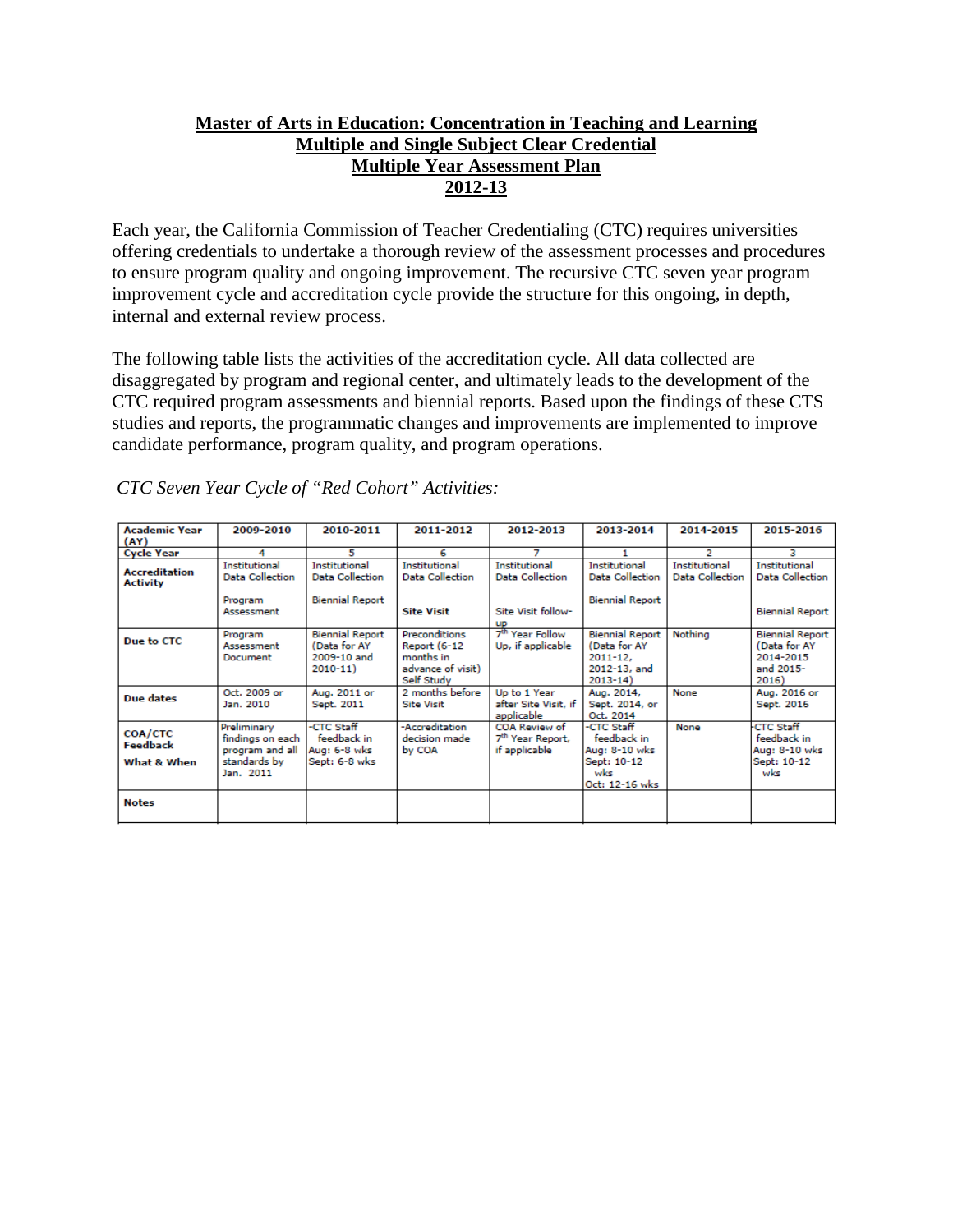# Master of Arts in Education: Concentration in Teaching and Learning
# Multiple and Single Subject Clear Credential
# Multiple Year Assessment Plan
# 2012-13

Each year, the California Commission of Teacher Credentialing (CTC) requires universities offering credentials to undertake a thorough review of the assessment processes and procedures to ensure program quality and ongoing improvement. The recursive CTC seven year program improvement cycle and accreditation cycle provide the structure for this ongoing, in depth, internal and external review process.

The following table lists the activities of the accreditation cycle. All data collected are disaggregated by program and regional center, and ultimately leads to the development of the CTC required program assessments and biennial reports. Based upon the findings of these CTS studies and reports, the programmatic changes and improvements are implemented to improve candidate performance, program quality, and program operations.

*CTC Seven Year Cycle of "Red Cohort" Activities:*

| **Academic Year (AY)** | **2009-2010** | **2010-2011** | **2011-2012** | **2012-2013** | **2013-2014** | **2014-2015** | **2015-2016** |
|---|---|---|---|---|---|---|---|
| **Cycle Year** | 4 | 5 | 6 | 7 | 1 | 2 | 3 |
| **Accreditation Activity** | Institutional Data Collection<br><br>Program Assessment | Institutional Data Collection<br><br>Biennial Report | Institutional Data Collection<br><br>**Site Visit** | Institutional Data Collection<br><br>Site Visit follow-up | Institutional Data Collection<br><br>Biennial Report | Institutional Data Collection | Institutional Data Collection<br><br>Biennial Report |
| **Due to CTC** | Program Assessment Document | Biennial Report (Data for AY 2009-10 and 2010-11) | Preconditions Report (6-12 months in advance of visit) Self Study | 7th Year Follow Up, if applicable | Biennial Report (Data for AY 2011-12, 2012-13, and 2013-14) | Nothing | Biennial Report (Data for AY 2014-2015 and 2015-2016) |
| **Due dates** | Oct. 2009 or Jan. 2010 | Aug. 2011 or Sept. 2011 | 2 months before Site Visit | Up to 1 Year after Site Visit, if applicable | Aug. 2014, Sept. 2014, or Oct. 2014 | None | Aug. 2016 or Sept. 2016 |
| **COA/CTC Feedback**<br><br>**What & When** | Preliminary findings on each program and all standards by Jan. 2011 | -CTC Staff feedback in Aug: 6-8 wks Sept: 6-8 wks | -Accreditation decision made by COA | COA Review of 7th Year Report, if applicable | -CTC Staff feedback in Aug: 8-10 wks Sept: 10-12 wks Oct: 12-16 wks | None | -CTC Staff feedback in Aug: 8-10 wks Sept: 10-12 wks |
| **Notes** | | | | | | | |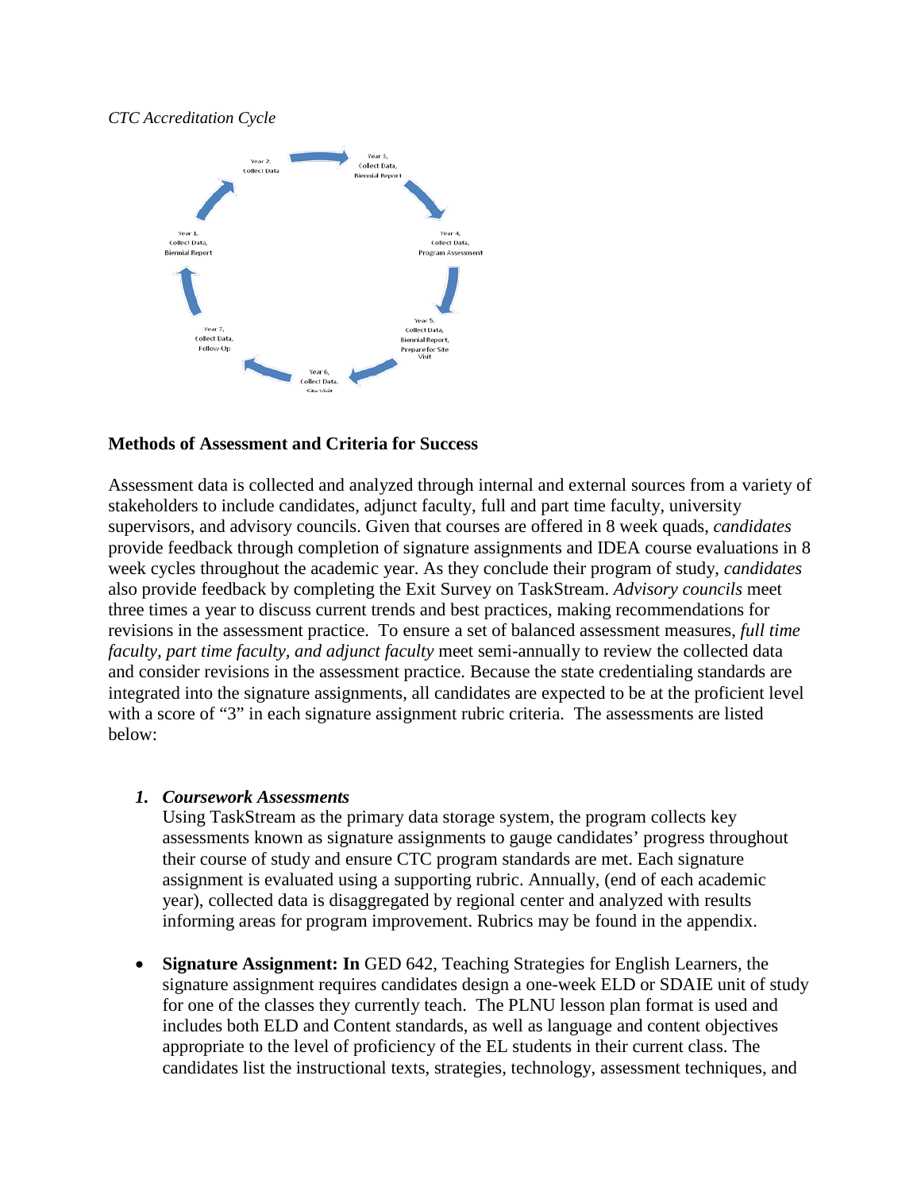*CTC Accreditation Cycle*

Year 1, Collect Data, Biennial Report

Year 2, Collect Data

Year 3, Collect Data, Biennial Report

Year 4, Collect Data, Program Assessment

Year 5, Collect Data, Biennial Report, Prepare for Site Visit

Year 6, Collect Data, Site Visit

Year 7, Collect Data, Follow-Up

**Methods of Assessment and Criteria for Success**

Assessment data is collected and analyzed through internal and external sources from a variety of stakeholders to include candidates, adjunct faculty, full and part time faculty, university supervisors, and advisory councils. Given that courses are offered in 8 week quads, *candidates* provide feedback through completion of signature assignments and IDEA course evaluations in 8 week cycles throughout the academic year. As they conclude their program of study, *candidates* also provide feedback by completing the Exit Survey on TaskStream. *Advisory councils* meet three times a year to discuss current trends and best practices, making recommendations for revisions in the assessment practice. To ensure a set of balanced assessment measures, *full time faculty, part time faculty, and adjunct faculty* meet semi-annually to review the collected data and consider revisions in the assessment practice. Because the state credentialing standards are integrated into the signature assignments, all candidates are expected to be at the proficient level with a score of "3" in each signature assignment rubric criteria. The assessments are listed below:

1. ***Coursework Assessments***
   Using TaskStream as the primary data storage system, the program collects key assessments known as signature assignments to gauge candidates' progress throughout their course of study and ensure CTC program standards are met. Each signature assignment is evaluated using a supporting rubric. Annually, (end of each academic year), collected data is disaggregated by regional center and analyzed with results informing areas for program improvement. Rubrics may be found in the appendix.

- **Signature Assignment: In** GED 642, Teaching Strategies for English Learners, the signature assignment requires candidates design a one-week ELD or SDAIE unit of study for one of the classes they currently teach. The PLNU lesson plan format is used and includes both ELD and Content standards, as well as language and content objectives appropriate to the level of proficiency of the EL students in their current class. The candidates list the instructional texts, strategies, technology, assessment techniques, and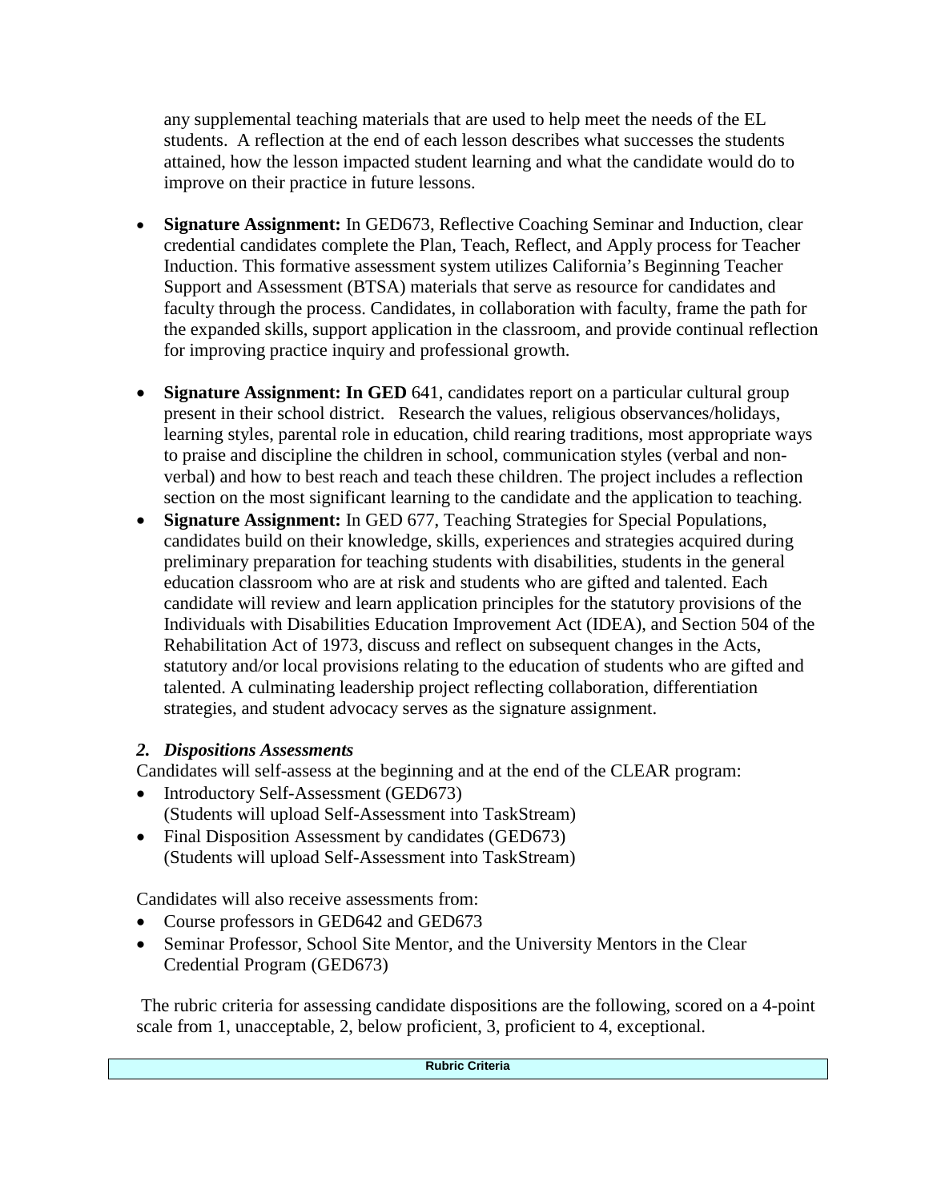any supplemental teaching materials that are used to help meet the needs of the EL students. A reflection at the end of each lesson describes what successes the students attained, how the lesson impacted student learning and what the candidate would do to improve on their practice in future lessons.

- **Signature Assignment:** In GED673, Reflective Coaching Seminar and Induction, clear credential candidates complete the Plan, Teach, Reflect, and Apply process for Teacher Induction. This formative assessment system utilizes California's Beginning Teacher Support and Assessment (BTSA) materials that serve as resource for candidates and faculty through the process. Candidates, in collaboration with faculty, frame the path for the expanded skills, support application in the classroom, and provide continual reflection for improving practice inquiry and professional growth.

- **Signature Assignment: In GED** 641, candidates report on a particular cultural group present in their school district. Research the values, religious observances/holidays, learning styles, parental role in education, child rearing traditions, most appropriate ways to praise and discipline the children in school, communication styles (verbal and non-verbal) and how to best reach and teach these children. The project includes a reflection section on the most significant learning to the candidate and the application to teaching.
- **Signature Assignment:** In GED 677, Teaching Strategies for Special Populations, candidates build on their knowledge, skills, experiences and strategies acquired during preliminary preparation for teaching students with disabilities, students in the general education classroom who are at risk and students who are gifted and talented. Each candidate will review and learn application principles for the statutory provisions of the Individuals with Disabilities Education Improvement Act (IDEA), and Section 504 of the Rehabilitation Act of 1973, discuss and reflect on subsequent changes in the Acts, statutory and/or local provisions relating to the education of students who are gifted and talented. A culminating leadership project reflecting collaboration, differentiation strategies, and student advocacy serves as the signature assignment.

### *2. Dispositions Assessments*

Candidates will self-assess at the beginning and at the end of the CLEAR program:

- Introductory Self-Assessment (GED673)
  (Students will upload Self-Assessment into TaskStream)
- Final Disposition Assessment by candidates (GED673)
  (Students will upload Self-Assessment into TaskStream)

Candidates will also receive assessments from:

- Course professors in GED642 and GED673
- Seminar Professor, School Site Mentor, and the University Mentors in the Clear Credential Program (GED673)

The rubric criteria for assessing candidate dispositions are the following, scored on a 4-point scale from 1, unacceptable, 2, below proficient, 3, proficient to 4, exceptional.

| Rubric Criteria |
| --- |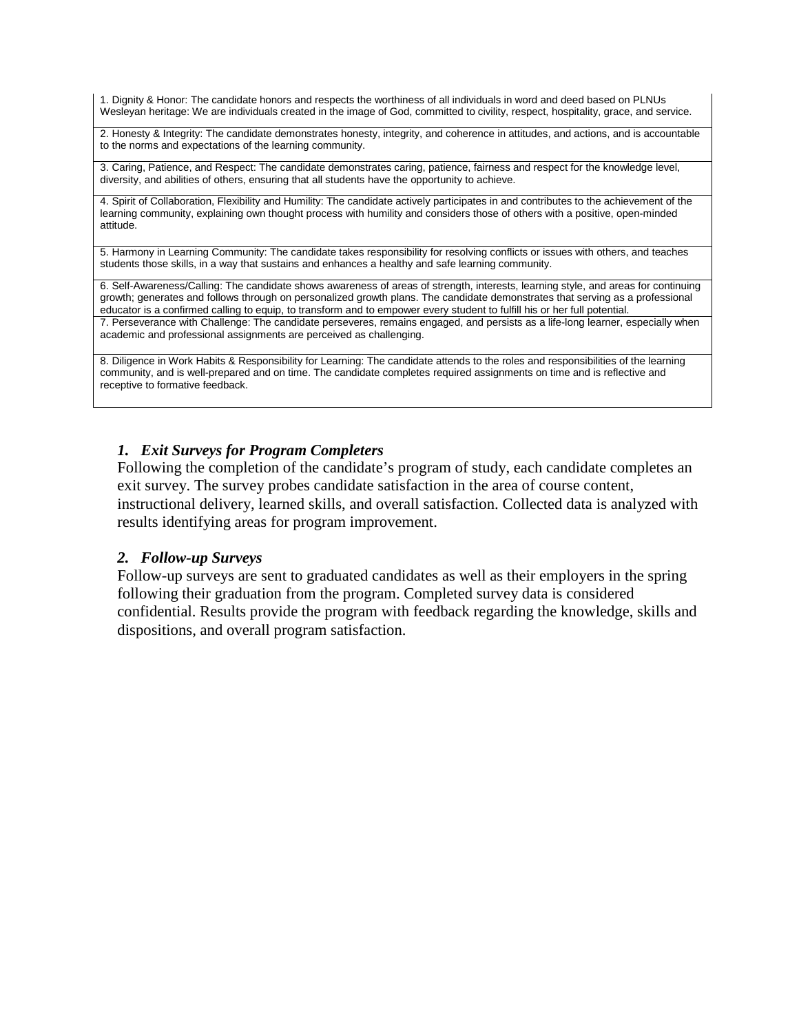| |
|---|
| 1. Dignity & Honor: The candidate honors and respects the worthiness of all individuals in word and deed based on PLNUs Wesleyan heritage: We are individuals created in the image of God, committed to civility, respect, hospitality, grace, and service. |
| 2. Honesty & Integrity: The candidate demonstrates honesty, integrity, and coherence in attitudes, and actions, and is accountable to the norms and expectations of the learning community. |
| 3. Caring, Patience, and Respect: The candidate demonstrates caring, patience, fairness and respect for the knowledge level, diversity, and abilities of others, ensuring that all students have the opportunity to achieve. |
| 4. Spirit of Collaboration, Flexibility and Humility: The candidate actively participates in and contributes to the achievement of the learning community, explaining own thought process with humility and considers those of others with a positive, open-minded attitude. |
| 5. Harmony in Learning Community: The candidate takes responsibility for resolving conflicts or issues with others, and teaches students those skills, in a way that sustains and enhances a healthy and safe learning community. |
| 6. Self-Awareness/Calling: The candidate shows awareness of areas of strength, interests, learning style, and areas for continuing growth; generates and follows through on personalized growth plans. The candidate demonstrates that serving as a professional educator is a confirmed calling to equip, to transform and to empower every student to fulfill his or her full potential. |
| 7. Perseverance with Challenge: The candidate perseveres, remains engaged, and persists as a life-long learner, especially when academic and professional assignments are perceived as challenging. |
| 8. Diligence in Work Habits & Responsibility for Learning: The candidate attends to the roles and responsibilities of the learning community, and is well-prepared and on time. The candidate completes required assignments on time and is reflective and receptive to formative feedback. |

***1. Exit Surveys for Program Completers***

Following the completion of the candidate's program of study, each candidate completes an exit survey. The survey probes candidate satisfaction in the area of course content, instructional delivery, learned skills, and overall satisfaction. Collected data is analyzed with results identifying areas for program improvement.

***2. Follow-up Surveys***

Follow-up surveys are sent to graduated candidates as well as their employers in the spring following their graduation from the program. Completed survey data is considered confidential. Results provide the program with feedback regarding the knowledge, skills and dispositions, and overall program satisfaction.